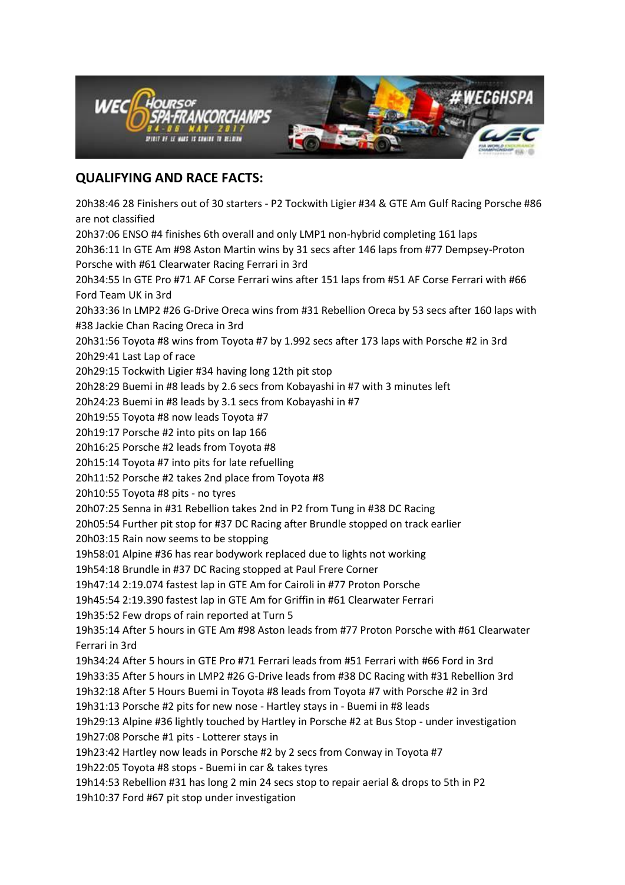## QUALIFYING AND RACE FACTS:

20h38:46 28 Finishers out of 30 starters - P2 Tockwith Ligier #34 & GTE Am Gulf Racing Porsche #86 are not classified

20h37:06 ENSO #4 finishes 6th overall and only LMP1 non-hybrid completing 161 laps

20h36:11 In GTE Am #98 Aston Martin wins by 31 secs after 146 laps from #77 Dempsey-Proton Porsche with #61 Clearwater Racing Ferrari in 3rd

20h34:55 In GTE Pro #71 AF Corse Ferrari wins after 151 laps from #51 AF Corse Ferrari with #66 Ford Team UK in 3rd

20h33:36 In LMP2 #26 G-Drive Oreca wins from #31 Rebellion Oreca by 53 secs after 160 laps with #38 Jackie Chan Racing Oreca in 3rd

20h31:56 Toyota #8 wins from Toyota #7 by 1.992 secs after 173 laps with Porsche #2 in 3rd

20h29:41 Last Lap of race

20h29:15 Tockwith Ligier #34 having long 12th pit stop

20h28:29 Buemi in #8 leads by 2.6 secs from Kobayashi in #7 with 3 minutes left

20h24:23 Buemi in #8 leads by 3.1 secs from Kobayashi in #7

20h19:55 Toyota #8 now leads Toyota #7

20h19:17 Porsche #2 into pits on lap 166

20h16:25 Porsche #2 leads from Toyota #8

20h15:14 Toyota #7 into pits for late refuelling

20h11:52 Porsche #2 takes 2nd place from Toyota #8

20h10:55 Toyota #8 pits - no tyres

20h07:25 Senna in #31 Rebellion takes 2nd in P2 from Tung in #38 DC Racing

20h05:54 Further pit stop for #37 DC Racing after Brundle stopped on track earlier

20h03:15 Rain now seems to be stopping

19h58:01 Alpine #36 has rear bodywork replaced due to lights not working

19h54:18 Brundle in #37 DC Racing stopped at Paul Frere Corner

19h47:14 2:19.074 fastest lap in GTE Am for Cairoli in #77 Proton Porsche

19h45:54 2:19.390 fastest lap in GTE Am for Griffin in #61 Clearwater Ferrari

19h35:52 Few drops of rain reported at Turn 5

19h35:14 After 5 hours in GTE Am #98 Aston leads from #77 Proton Porsche with #61 Clearwater Ferrari in 3rd

19h34:24 After 5 hours in GTE Pro #71 Ferrari leads from #51 Ferrari with #66 Ford in 3rd

19h33:35 After 5 hours in LMP2 #26 G-Drive leads from #38 DC Racing with #31 Rebellion 3rd

19h32:18 After 5 Hours Buemi in Toyota #8 leads from Toyota #7 with Porsche #2 in 3rd

19h31:13 Porsche #2 pits for new nose - Hartley stays in - Buemi in #8 leads

19h29:13 Alpine #36 lightly touched by Hartley in Porsche #2 at Bus Stop - under investigation

19h27:08 Porsche #1 pits - Lotterer stays in

19h23:42 Hartley now leads in Porsche #2 by 2 secs from Conway in Toyota #7

19h22:05 Toyota #8 stops - Buemi in car & takes tyres

19h14:53 Rebellion #31 has long 2 min 24 secs stop to repair aerial & drops to 5th in P2

19h10:37 Ford #67 pit stop under investigation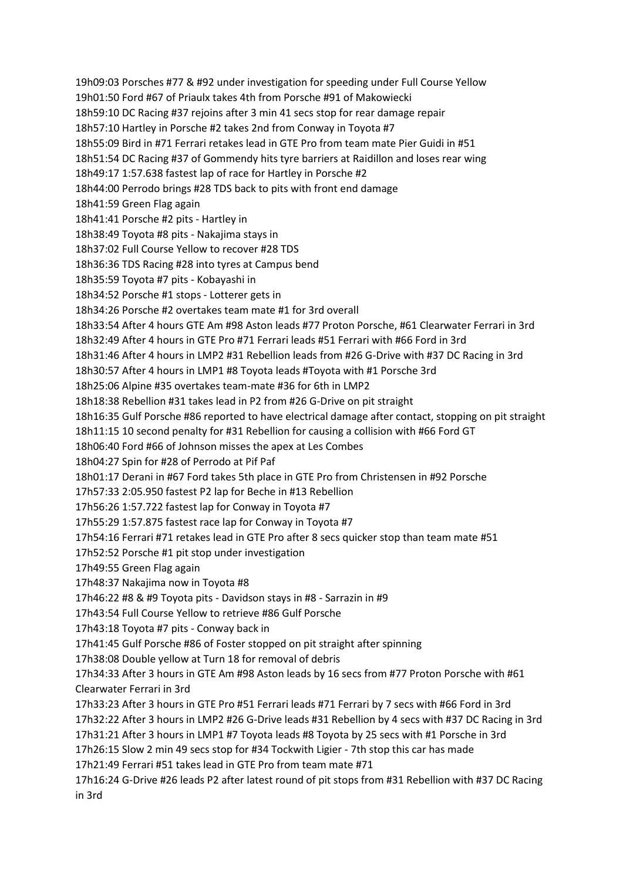19h09:03 Porsches #77 & #92 under investigation for speeding under Full Course Yellow

19h01:50 Ford #67 of Priaulx takes 4th from Porsche #91 of Makowiecki

18h59:10 DC Racing #37 rejoins after 3 min 41 secs stop for rear damage repair

18h57:10 Hartley in Porsche #2 takes 2nd from Conway in Toyota #7

18h55:09 Bird in #71 Ferrari retakes lead in GTE Pro from team mate Pier Guidi in #51

18h51:54 DC Racing #37 of Gommendy hits tyre barriers at Raidillon and loses rear wing

18h49:17 1:57.638 fastest lap of race for Hartley in Porsche #2

18h44:00 Perrodo brings #28 TDS back to pits with front end damage

18h41:59 Green Flag again

18h41:41 Porsche #2 pits - Hartley in

18h38:49 Toyota #8 pits - Nakajima stays in

18h37:02 Full Course Yellow to recover #28 TDS

18h36:36 TDS Racing #28 into tyres at Campus bend

18h35:59 Toyota #7 pits - Kobayashi in

18h34:52 Porsche #1 stops - Lotterer gets in

18h34:26 Porsche #2 overtakes team mate #1 for 3rd overall

18h33:54 After 4 hours GTE Am #98 Aston leads #77 Proton Porsche, #61 Clearwater Ferrari in 3rd

18h32:49 After 4 hours in GTE Pro #71 Ferrari leads #51 Ferrari with #66 Ford in 3rd

18h31:46 After 4 hours in LMP2 #31 Rebellion leads from #26 G-Drive with #37 DC Racing in 3rd

18h30:57 After 4 hours in LMP1 #8 Toyota leads #Toyota with #1 Porsche 3rd

18h25:06 Alpine #35 overtakes team-mate #36 for 6th in LMP2

18h18:38 Rebellion #31 takes lead in P2 from #26 G-Drive on pit straight

18h16:35 Gulf Porsche #86 reported to have electrical damage after contact, stopping on pit straight

18h11:15 10 second penalty for #31 Rebellion for causing a collision with #66 Ford GT

18h06:40 Ford #66 of Johnson misses the apex at Les Combes

18h04:27 Spin for #28 of Perrodo at Pif Paf

18h01:17 Derani in #67 Ford takes 5th place in GTE Pro from Christensen in #92 Porsche

17h57:33 2:05.950 fastest P2 lap for Beche in #13 Rebellion

17h56:26 1:57.722 fastest lap for Conway in Toyota #7

17h55:29 1:57.875 fastest race lap for Conway in Toyota #7

17h54:16 Ferrari #71 retakes lead in GTE Pro after 8 secs quicker stop than team mate #51

17h52:52 Porsche #1 pit stop under investigation

17h49:55 Green Flag again

17h48:37 Nakajima now in Toyota #8

17h46:22 #8 & #9 Toyota pits - Davidson stays in #8 - Sarrazin in #9

17h43:54 Full Course Yellow to retrieve #86 Gulf Porsche

17h43:18 Toyota #7 pits - Conway back in

17h41:45 Gulf Porsche #86 of Foster stopped on pit straight after spinning

17h38:08 Double yellow at Turn 18 for removal of debris

17h34:33 After 3 hours in GTE Am #98 Aston leads by 16 secs from #77 Proton Porsche with #61 Clearwater Ferrari in 3rd

17h33:23 After 3 hours in GTE Pro #51 Ferrari leads #71 Ferrari by 7 secs with #66 Ford in 3rd

17h32:22 After 3 hours in LMP2 #26 G-Drive leads #31 Rebellion by 4 secs with #37 DC Racing in 3rd

17h31:21 After 3 hours in LMP1 #7 Toyota leads #8 Toyota by 25 secs with #1 Porsche in 3rd

17h26:15 Slow 2 min 49 secs stop for #34 Tockwith Ligier - 7th stop this car has made

17h21:49 Ferrari #51 takes lead in GTE Pro from team mate #71

17h16:24 G-Drive #26 leads P2 after latest round of pit stops from #31 Rebellion with #37 DC Racing in 3rd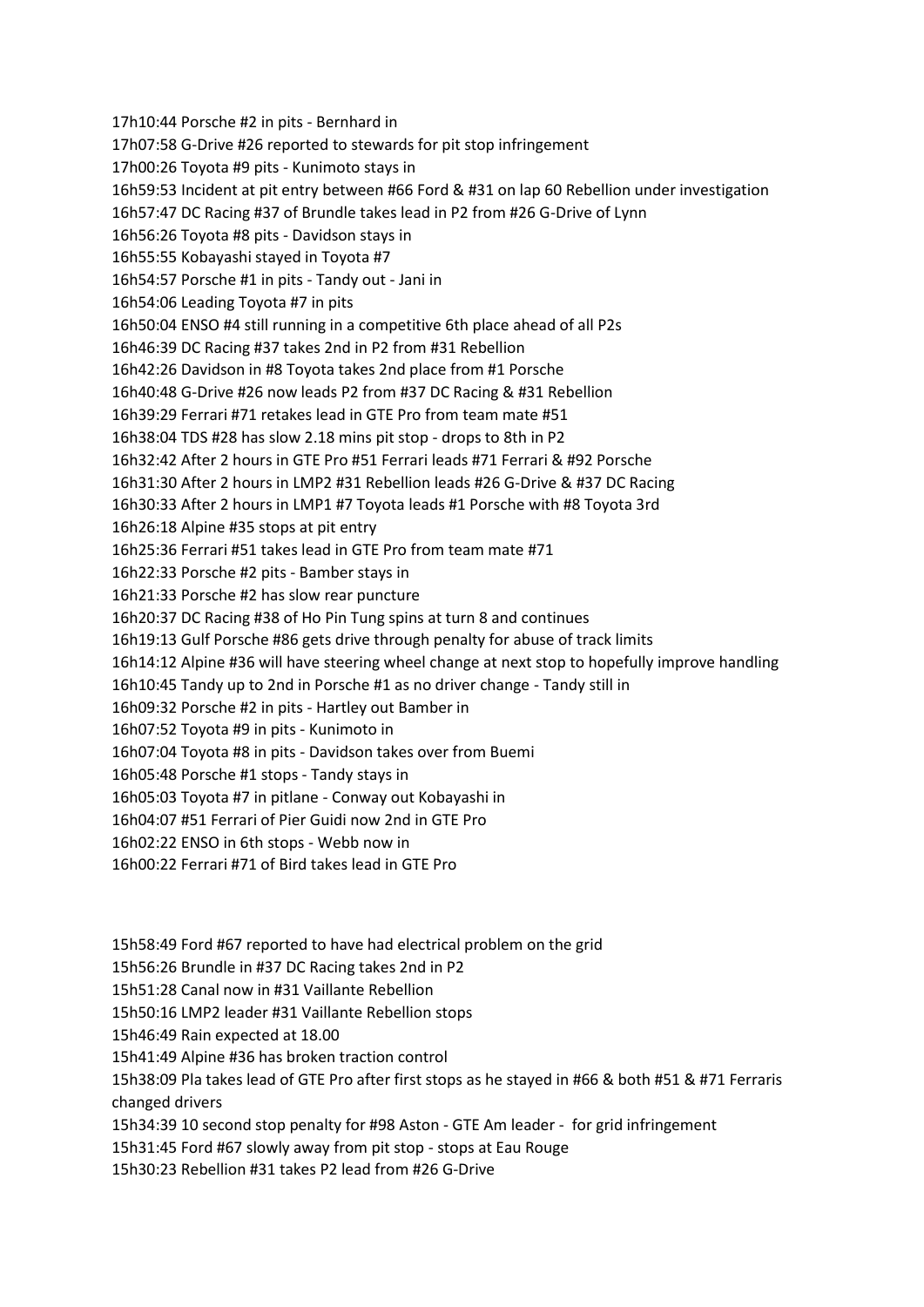17h10:44 Porsche #2 in pits - Bernhard in

17h07:58 G-Drive #26 reported to stewards for pit stop infringement

17h00:26 Toyota #9 pits - Kunimoto stays in

16h59:53 Incident at pit entry between #66 Ford & #31 on lap 60 Rebellion under investigation

16h57:47 DC Racing #37 of Brundle takes lead in P2 from #26 G-Drive of Lynn

16h56:26 Toyota #8 pits - Davidson stays in

16h55:55 Kobayashi stayed in Toyota #7

16h54:57 Porsche #1 in pits - Tandy out - Jani in

16h54:06 Leading Toyota #7 in pits

16h50:04 ENSO #4 still running in a competitive 6th place ahead of all P2s

16h46:39 DC Racing #37 takes 2nd in P2 from #31 Rebellion

16h42:26 Davidson in #8 Toyota takes 2nd place from #1 Porsche

16h40:48 G-Drive #26 now leads P2 from #37 DC Racing & #31 Rebellion

16h39:29 Ferrari #71 retakes lead in GTE Pro from team mate #51

16h38:04 TDS #28 has slow 2.18 mins pit stop - drops to 8th in P2

16h32:42 After 2 hours in GTE Pro #51 Ferrari leads #71 Ferrari & #92 Porsche

16h31:30 After 2 hours in LMP2 #31 Rebellion leads #26 G-Drive & #37 DC Racing

16h30:33 After 2 hours in LMP1 #7 Toyota leads #1 Porsche with #8 Toyota 3rd

16h26:18 Alpine #35 stops at pit entry

16h25:36 Ferrari #51 takes lead in GTE Pro from team mate #71

16h22:33 Porsche #2 pits - Bamber stays in

16h21:33 Porsche #2 has slow rear puncture

16h20:37 DC Racing #38 of Ho Pin Tung spins at turn 8 and continues

16h19:13 Gulf Porsche #86 gets drive through penalty for abuse of track limits

16h14:12 Alpine #36 will have steering wheel change at next stop to hopefully improve handling

16h10:45 Tandy up to 2nd in Porsche #1 as no driver change - Tandy still in

16h09:32 Porsche #2 in pits - Hartley out Bamber in

16h07:52 Toyota #9 in pits - Kunimoto in

16h07:04 Toyota #8 in pits - Davidson takes over from Buemi

16h05:48 Porsche #1 stops - Tandy stays in

16h05:03 Toyota #7 in pitlane - Conway out Kobayashi in

16h04:07 #51 Ferrari of Pier Guidi now 2nd in GTE Pro

16h02:22 ENSO in 6th stops - Webb now in

16h00:22 Ferrari #71 of Bird takes lead in GTE Pro

15h58:49 Ford #67 reported to have had electrical problem on the grid

15h56:26 Brundle in #37 DC Racing takes 2nd in P2

15h51:28 Canal now in #31 Vaillante Rebellion

15h50:16 LMP2 leader #31 Vaillante Rebellion stops

15h46:49 Rain expected at 18.00

15h41:49 Alpine #36 has broken traction control

15h38:09 Pla takes lead of GTE Pro after first stops as he stayed in #66 & both #51 & #71 Ferraris changed drivers

15h34:39 10 second stop penalty for #98 Aston - GTE Am leader - for grid infringement

15h31:45 Ford #67 slowly away from pit stop - stops at Eau Rouge

15h30:23 Rebellion #31 takes P2 lead from #26 G-Drive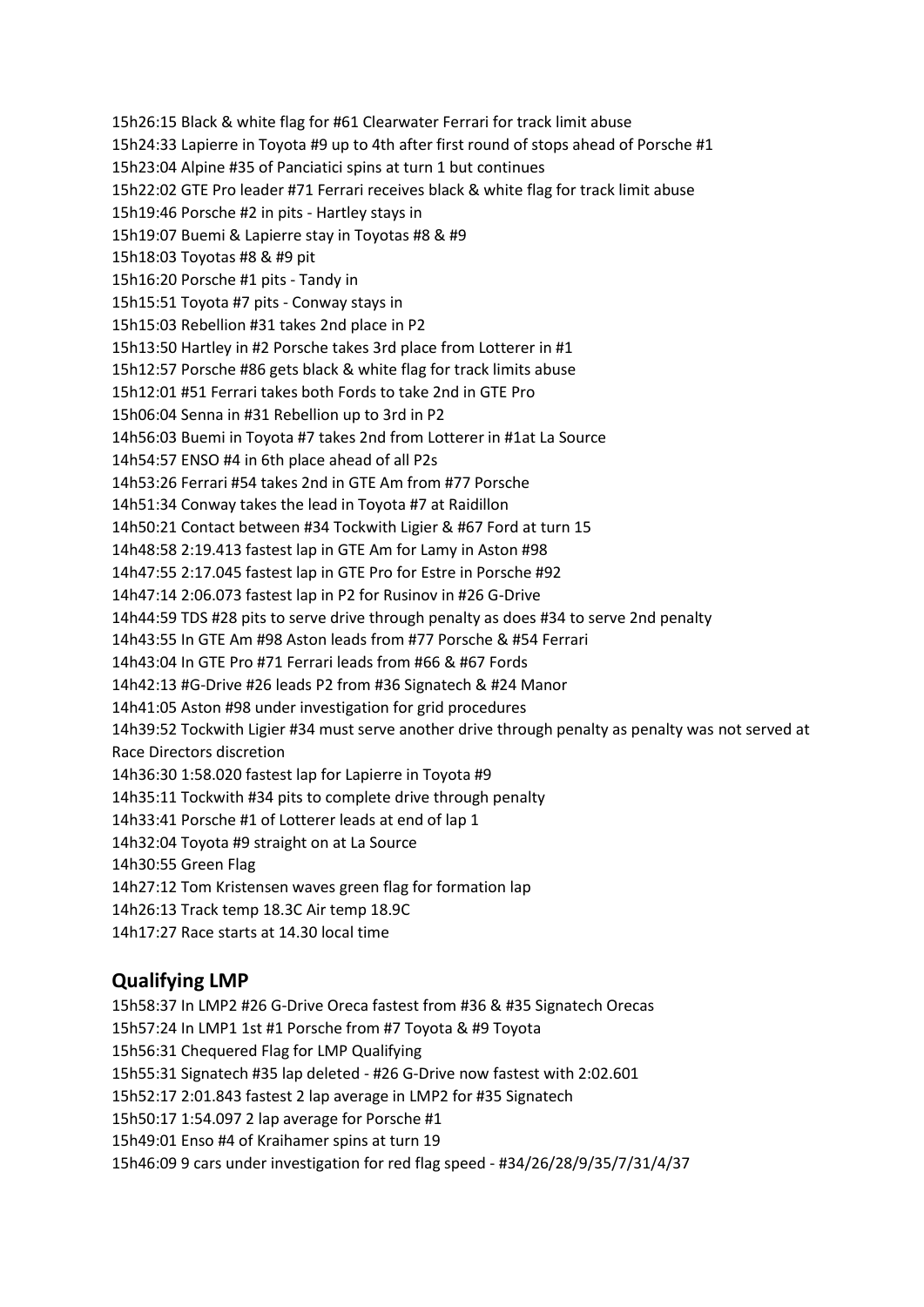15h26:15 Black & white flag for #61 Clearwater Ferrari for track limit abuse
15h24:33 Lapierre in Toyota #9 up to 4th after first round of stops ahead of Porsche #1
15h23:04 Alpine #35 of Panciatici spins at turn 1 but continues
15h22:02 GTE Pro leader #71 Ferrari receives black & white flag for track limit abuse
15h19:46 Porsche #2 in pits - Hartley stays in
15h19:07 Buemi & Lapierre stay in Toyotas #8 & #9
15h18:03 Toyotas #8 & #9 pit
15h16:20 Porsche #1 pits - Tandy in
15h15:51 Toyota #7 pits - Conway stays in
15h15:03 Rebellion #31 takes 2nd place in P2
15h13:50 Hartley in #2 Porsche takes 3rd place from Lotterer in #1
15h12:57 Porsche #86 gets black & white flag for track limits abuse
15h12:01 #51 Ferrari takes both Fords to take 2nd in GTE Pro
15h06:04 Senna in #31 Rebellion up to 3rd in P2
14h56:03 Buemi in Toyota #7 takes 2nd from Lotterer in #1at La Source
14h54:57 ENSO #4 in 6th place ahead of all P2s
14h53:26 Ferrari #54 takes 2nd in GTE Am from #77 Porsche
14h51:34 Conway takes the lead in Toyota #7 at Raidillon
14h50:21 Contact between #34 Tockwith Ligier & #67 Ford at turn 15
14h48:58 2:19.413 fastest lap in GTE Am for Lamy in Aston #98
14h47:55 2:17.045 fastest lap in GTE Pro for Estre in Porsche #92
14h47:14 2:06.073 fastest lap in P2 for Rusinov in #26 G-Drive
14h44:59 TDS #28 pits to serve drive through penalty as does #34 to serve 2nd penalty
14h43:55 In GTE Am #98 Aston leads from #77 Porsche & #54 Ferrari
14h43:04 In GTE Pro #71 Ferrari leads from #66 & #67 Fords
14h42:13 #G-Drive #26 leads P2 from #36 Signatech & #24 Manor
14h41:05 Aston #98 under investigation for grid procedures
14h39:52 Tockwith Ligier #34 must serve another drive through penalty as penalty was not served at Race Directors discretion
14h36:30 1:58.020 fastest lap for Lapierre in Toyota #9
14h35:11 Tockwith #34 pits to complete drive through penalty
14h33:41 Porsche #1 of Lotterer leads at end of lap 1
14h32:04 Toyota #9 straight on at La Source
14h30:55 Green Flag
14h27:12 Tom Kristensen waves green flag for formation lap
14h26:13 Track temp 18.3C Air temp 18.9C
14h17:27 Race starts at 14.30 local time

## Qualifying LMP

15h58:37 In LMP2 #26 G-Drive Oreca fastest from #36 & #35 Signatech Orecas
15h57:24 In LMP1 1st #1 Porsche from #7 Toyota & #9 Toyota
15h56:31 Chequered Flag for LMP Qualifying
15h55:31 Signatech #35 lap deleted - #26 G-Drive now fastest with 2:02.601
15h52:17 2:01.843 fastest 2 lap average in LMP2 for #35 Signatech
15h50:17 1:54.097 2 lap average for Porsche #1
15h49:01 Enso #4 of Kraihamer spins at turn 19
15h46:09 9 cars under investigation for red flag speed - #34/26/28/9/35/7/31/4/37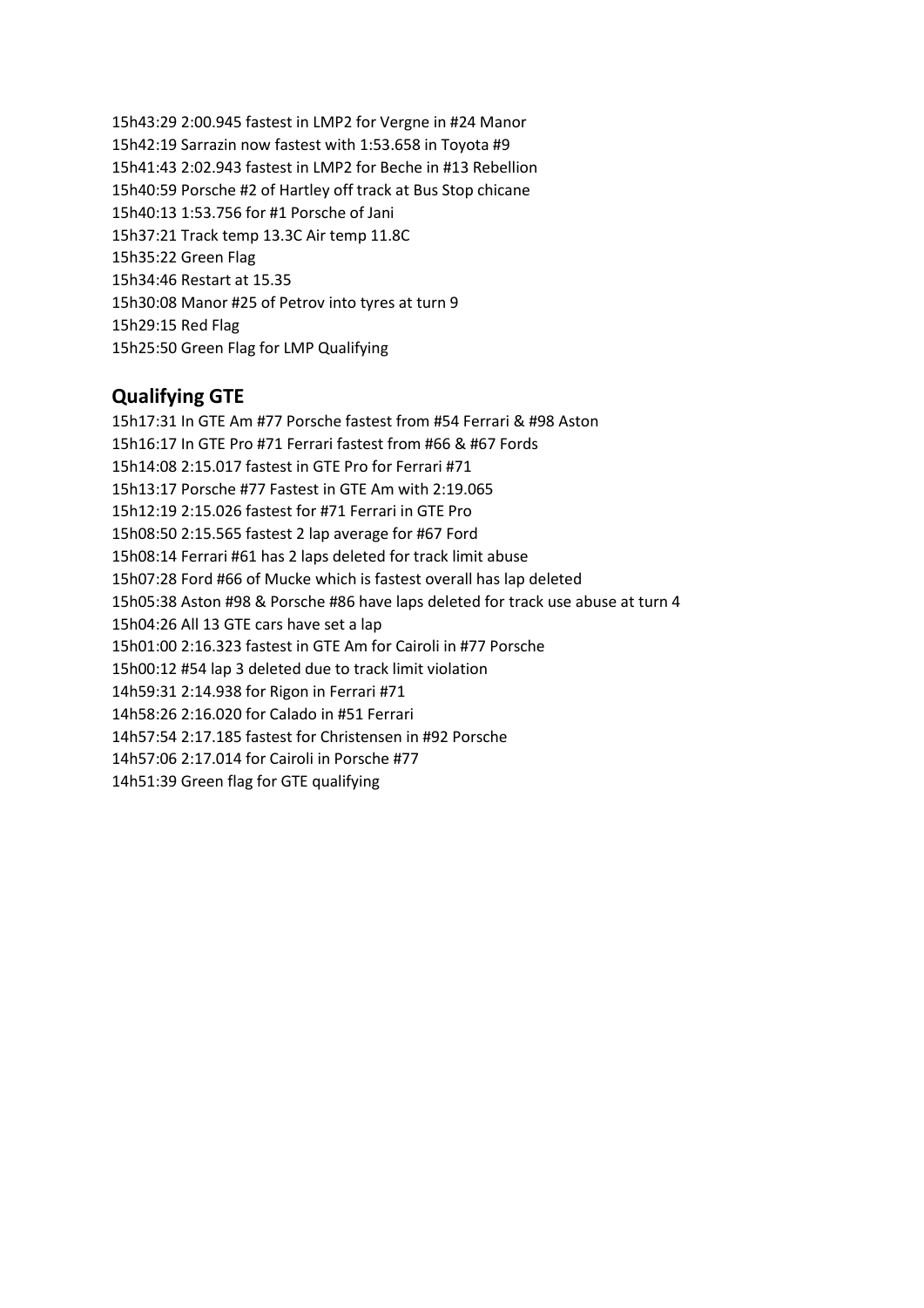15h43:29 2:00.945 fastest in LMP2 for Vergne in #24 Manor
15h42:19 Sarrazin now fastest with 1:53.658 in Toyota #9
15h41:43 2:02.943 fastest in LMP2 for Beche in #13 Rebellion
15h40:59 Porsche #2 of Hartley off track at Bus Stop chicane
15h40:13 1:53.756 for #1 Porsche of Jani
15h37:21 Track temp 13.3C Air temp 11.8C
15h35:22 Green Flag
15h34:46 Restart at 15.35
15h30:08 Manor #25 of Petrov into tyres at turn 9
15h29:15 Red Flag
15h25:50 Green Flag for LMP Qualifying

## Qualifying GTE

15h17:31 In GTE Am #77 Porsche fastest from #54 Ferrari & #98 Aston
15h16:17 In GTE Pro #71 Ferrari fastest from #66 & #67 Fords
15h14:08 2:15.017 fastest in GTE Pro for Ferrari #71
15h13:17 Porsche #77 Fastest in GTE Am with 2:19.065
15h12:19 2:15.026 fastest for #71 Ferrari in GTE Pro
15h08:50 2:15.565 fastest 2 lap average for #67 Ford
15h08:14 Ferrari #61 has 2 laps deleted for track limit abuse
15h07:28 Ford #66 of Mucke which is fastest overall has lap deleted
15h05:38 Aston #98 & Porsche #86 have laps deleted for track use abuse at turn 4
15h04:26 All 13 GTE cars have set a lap
15h01:00 2:16.323 fastest in GTE Am for Cairoli in #77 Porsche
15h00:12 #54 lap 3 deleted due to track limit violation
14h59:31 2:14.938 for Rigon in Ferrari #71
14h58:26 2:16.020 for Calado in #51 Ferrari
14h57:54 2:17.185 fastest for Christensen in #92 Porsche
14h57:06 2:17.014 for Cairoli in Porsche #77
14h51:39 Green flag for GTE qualifying